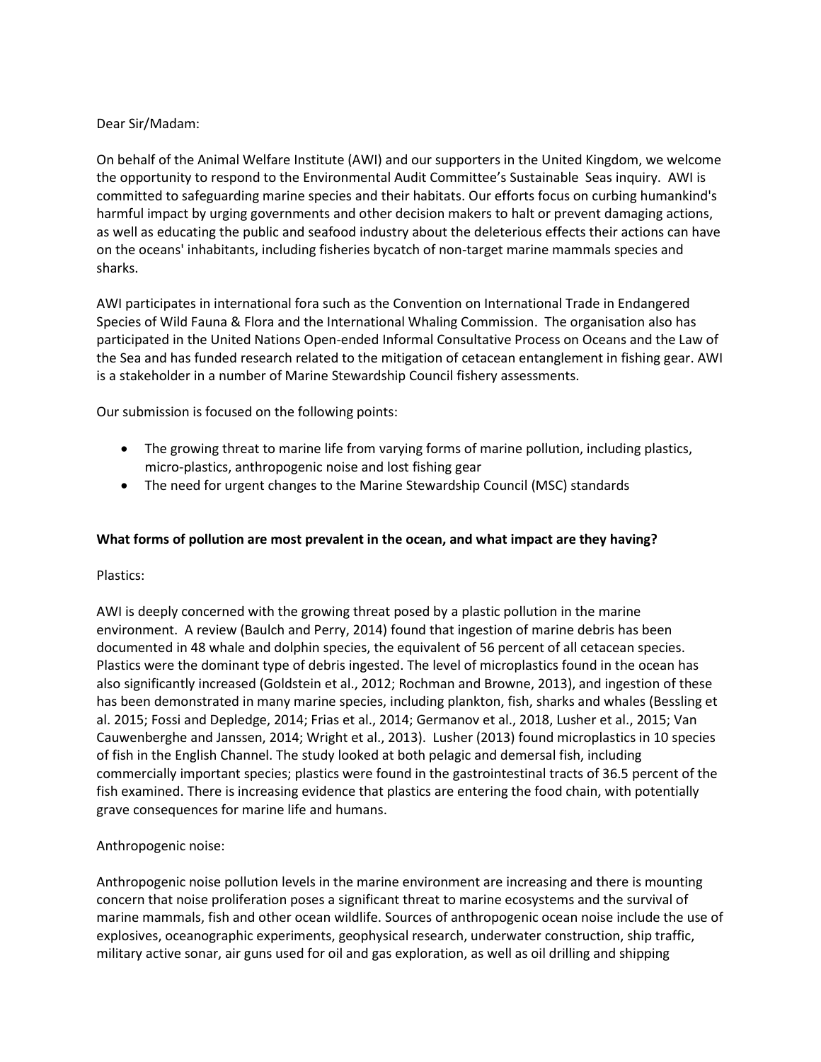Dear Sir/Madam:

On behalf of the Animal Welfare Institute (AWI) and our supporters in the United Kingdom, we welcome the opportunity to respond to the Environmental Audit Committee's Sustainable Seas inquiry. AWI is committed to safeguarding marine species and their habitats. Our efforts focus on curbing humankind's harmful impact by urging governments and other decision makers to halt or prevent damaging actions, as well as educating the public and seafood industry about the deleterious effects their actions can have on the oceans' inhabitants, including fisheries bycatch of non-target marine mammals species and sharks.

AWI participates in international fora such as the Convention on International Trade in Endangered Species of Wild Fauna & Flora and the International Whaling Commission. The organisation also has participated in the United Nations Open-ended Informal Consultative Process on Oceans and the Law of the Sea and has funded research related to the mitigation of cetacean entanglement in fishing gear. AWI is a stakeholder in a number of Marine Stewardship Council fishery assessments.

Our submission is focused on the following points:

- The growing threat to marine life from varying forms of marine pollution, including plastics, micro-plastics, anthropogenic noise and lost fishing gear
- The need for urgent changes to the Marine Stewardship Council (MSC) standards

**What forms of pollution are most prevalent in the ocean, and what impact are they having?**

Plastics:

AWI is deeply concerned with the growing threat posed by a plastic pollution in the marine environment. A review (Baulch and Perry, 2014) found that ingestion of marine debris has been documented in 48 whale and dolphin species, the equivalent of 56 percent of all cetacean species. Plastics were the dominant type of debris ingested. The level of microplastics found in the ocean has also significantly increased (Goldstein et al., 2012; Rochman and Browne, 2013), and ingestion of these has been demonstrated in many marine species, including plankton, fish, sharks and whales (Bessling et al. 2015; Fossi and Depledge, 2014; Frias et al., 2014; Germanov et al., 2018, Lusher et al., 2015; Van Cauwenberghe and Janssen, 2014; Wright et al., 2013). Lusher (2013) found microplastics in 10 species of fish in the English Channel. The study looked at both pelagic and demersal fish, including commercially important species; plastics were found in the gastrointestinal tracts of 36.5 percent of the fish examined. There is increasing evidence that plastics are entering the food chain, with potentially grave consequences for marine life and humans.

Anthropogenic noise:

Anthropogenic noise pollution levels in the marine environment are increasing and there is mounting concern that noise proliferation poses a significant threat to marine ecosystems and the survival of marine mammals, fish and other ocean wildlife. Sources of anthropogenic ocean noise include the use of explosives, oceanographic experiments, geophysical research, underwater construction, ship traffic, military active sonar, air guns used for oil and gas exploration, as well as oil drilling and shipping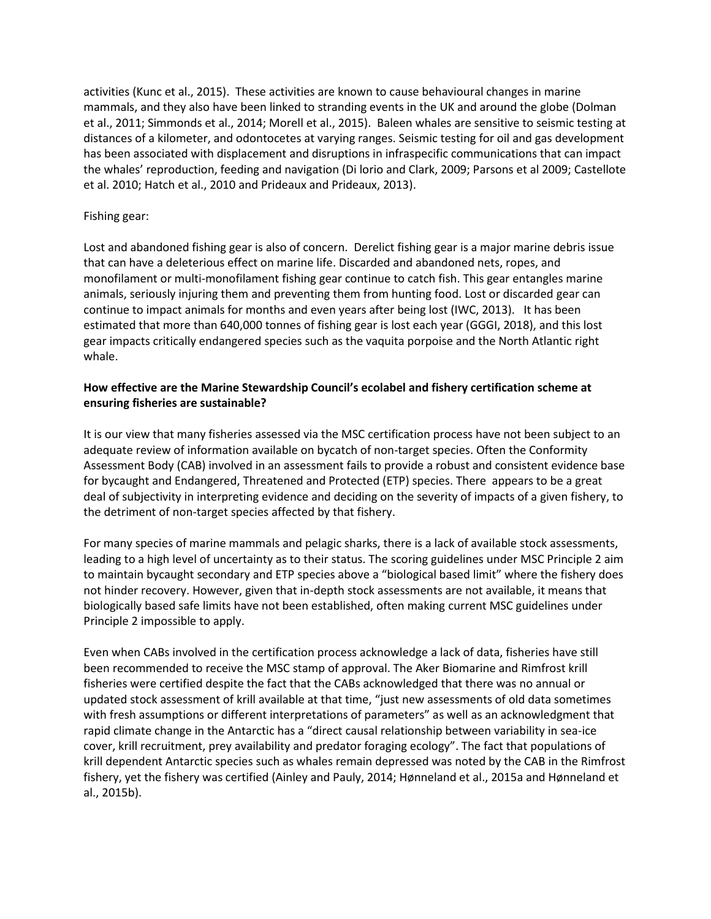activities (Kunc et al., 2015). These activities are known to cause behavioural changes in marine mammals, and they also have been linked to stranding events in the UK and around the globe (Dolman et al., 2011; Simmonds et al., 2014; Morell et al., 2015). Baleen whales are sensitive to seismic testing at distances of a kilometer, and odontocetes at varying ranges. Seismic testing for oil and gas development has been associated with displacement and disruptions in infraspecific communications that can impact the whales' reproduction, feeding and navigation (Di Iorio and Clark, 2009; Parsons et al 2009; Castellote et al. 2010; Hatch et al., 2010 and Prideaux and Prideaux, 2013).

Fishing gear:

Lost and abandoned fishing gear is also of concern. Derelict fishing gear is a major marine debris issue that can have a deleterious effect on marine life. Discarded and abandoned nets, ropes, and monofilament or multi-monofilament fishing gear continue to catch fish. This gear entangles marine animals, seriously injuring them and preventing them from hunting food. Lost or discarded gear can continue to impact animals for months and even years after being lost (IWC, 2013). It has been estimated that more than 640,000 tonnes of fishing gear is lost each year (GGGI, 2018), and this lost gear impacts critically endangered species such as the vaquita porpoise and the North Atlantic right whale.

**How effective are the Marine Stewardship Council's ecolabel and fishery certification scheme at ensuring fisheries are sustainable?**

It is our view that many fisheries assessed via the MSC certification process have not been subject to an adequate review of information available on bycatch of non-target species. Often the Conformity Assessment Body (CAB) involved in an assessment fails to provide a robust and consistent evidence base for bycaught and Endangered, Threatened and Protected (ETP) species. There appears to be a great deal of subjectivity in interpreting evidence and deciding on the severity of impacts of a given fishery, to the detriment of non-target species affected by that fishery.

For many species of marine mammals and pelagic sharks, there is a lack of available stock assessments, leading to a high level of uncertainty as to their status. The scoring guidelines under MSC Principle 2 aim to maintain bycaught secondary and ETP species above a "biological based limit" where the fishery does not hinder recovery. However, given that in-depth stock assessments are not available, it means that biologically based safe limits have not been established, often making current MSC guidelines under Principle 2 impossible to apply.

Even when CABs involved in the certification process acknowledge a lack of data, fisheries have still been recommended to receive the MSC stamp of approval. The Aker Biomarine and Rimfrost krill fisheries were certified despite the fact that the CABs acknowledged that there was no annual or updated stock assessment of krill available at that time, "just new assessments of old data sometimes with fresh assumptions or different interpretations of parameters" as well as an acknowledgment that rapid climate change in the Antarctic has a "direct causal relationship between variability in sea-ice cover, krill recruitment, prey availability and predator foraging ecology". The fact that populations of krill dependent Antarctic species such as whales remain depressed was noted by the CAB in the Rimfrost fishery, yet the fishery was certified (Ainley and Pauly, 2014; Hønneland et al., 2015a and Hønneland et al., 2015b).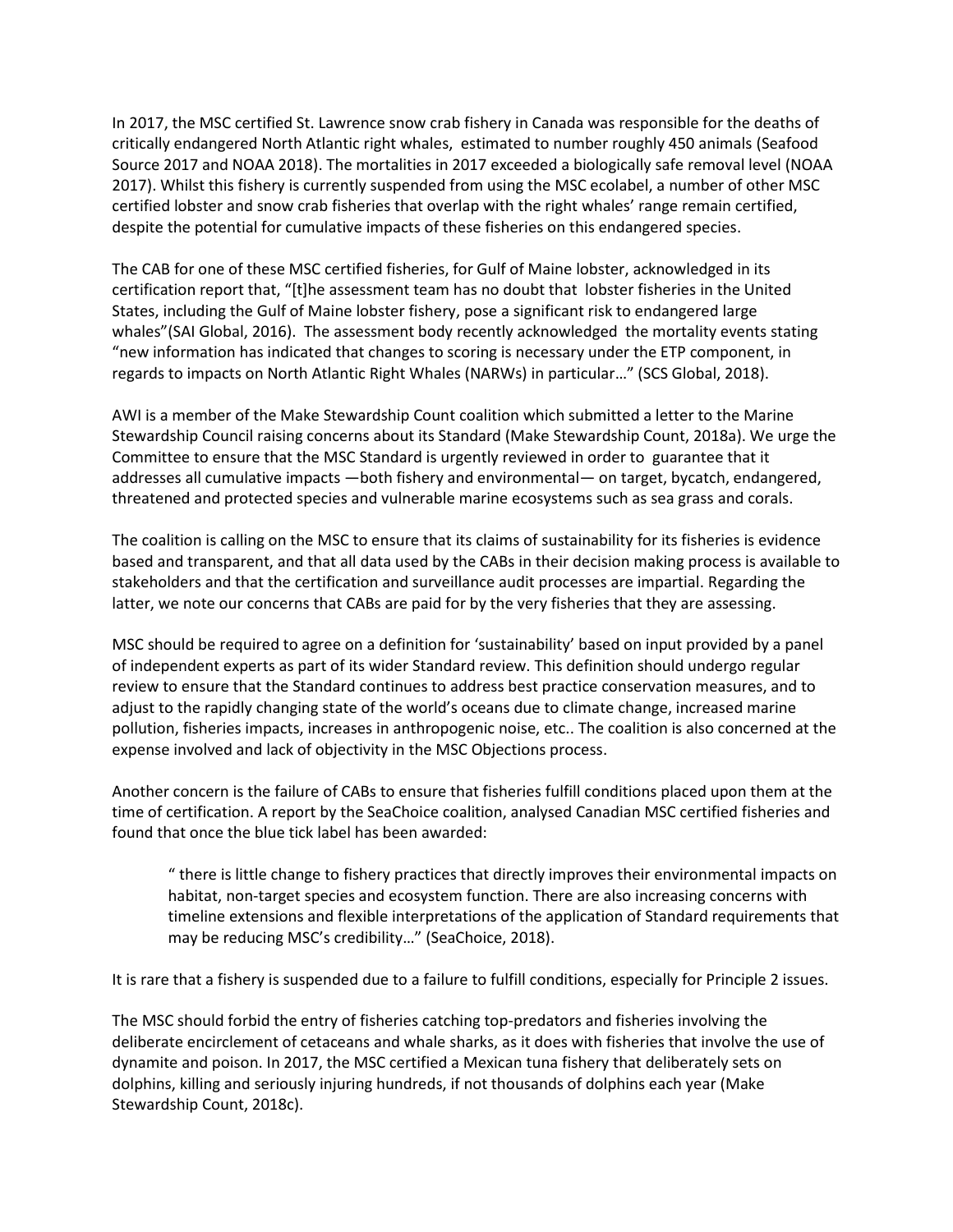In 2017, the MSC certified St. Lawrence snow crab fishery in Canada was responsible for the deaths of critically endangered North Atlantic right whales, estimated to number roughly 450 animals (Seafood Source 2017 and NOAA 2018). The mortalities in 2017 exceeded a biologically safe removal level (NOAA 2017). Whilst this fishery is currently suspended from using the MSC ecolabel, a number of other MSC certified lobster and snow crab fisheries that overlap with the right whales' range remain certified, despite the potential for cumulative impacts of these fisheries on this endangered species.

The CAB for one of these MSC certified fisheries, for Gulf of Maine lobster, acknowledged in its certification report that, "[t]he assessment team has no doubt that lobster fisheries in the United States, including the Gulf of Maine lobster fishery, pose a significant risk to endangered large whales"(SAI Global, 2016). The assessment body recently acknowledged the mortality events stating "new information has indicated that changes to scoring is necessary under the ETP component, in regards to impacts on North Atlantic Right Whales (NARWs) in particular…" (SCS Global, 2018).

AWI is a member of the Make Stewardship Count coalition which submitted a letter to the Marine Stewardship Council raising concerns about its Standard (Make Stewardship Count, 2018a). We urge the Committee to ensure that the MSC Standard is urgently reviewed in order to guarantee that it addresses all cumulative impacts —both fishery and environmental— on target, bycatch, endangered, threatened and protected species and vulnerable marine ecosystems such as sea grass and corals.

The coalition is calling on the MSC to ensure that its claims of sustainability for its fisheries is evidence based and transparent, and that all data used by the CABs in their decision making process is available to stakeholders and that the certification and surveillance audit processes are impartial. Regarding the latter, we note our concerns that CABs are paid for by the very fisheries that they are assessing.

MSC should be required to agree on a definition for 'sustainability' based on input provided by a panel of independent experts as part of its wider Standard review. This definition should undergo regular review to ensure that the Standard continues to address best practice conservation measures, and to adjust to the rapidly changing state of the world's oceans due to climate change, increased marine pollution, fisheries impacts, increases in anthropogenic noise, etc.. The coalition is also concerned at the expense involved and lack of objectivity in the MSC Objections process.

Another concern is the failure of CABs to ensure that fisheries fulfill conditions placed upon them at the time of certification. A report by the SeaChoice coalition, analysed Canadian MSC certified fisheries and found that once the blue tick label has been awarded:

> " there is little change to fishery practices that directly improves their environmental impacts on habitat, non-target species and ecosystem function. There are also increasing concerns with timeline extensions and flexible interpretations of the application of Standard requirements that may be reducing MSC's credibility…" (SeaChoice, 2018).

It is rare that a fishery is suspended due to a failure to fulfill conditions, especially for Principle 2 issues.

The MSC should forbid the entry of fisheries catching top-predators and fisheries involving the deliberate encirclement of cetaceans and whale sharks, as it does with fisheries that involve the use of dynamite and poison. In 2017, the MSC certified a Mexican tuna fishery that deliberately sets on dolphins, killing and seriously injuring hundreds, if not thousands of dolphins each year (Make Stewardship Count, 2018c).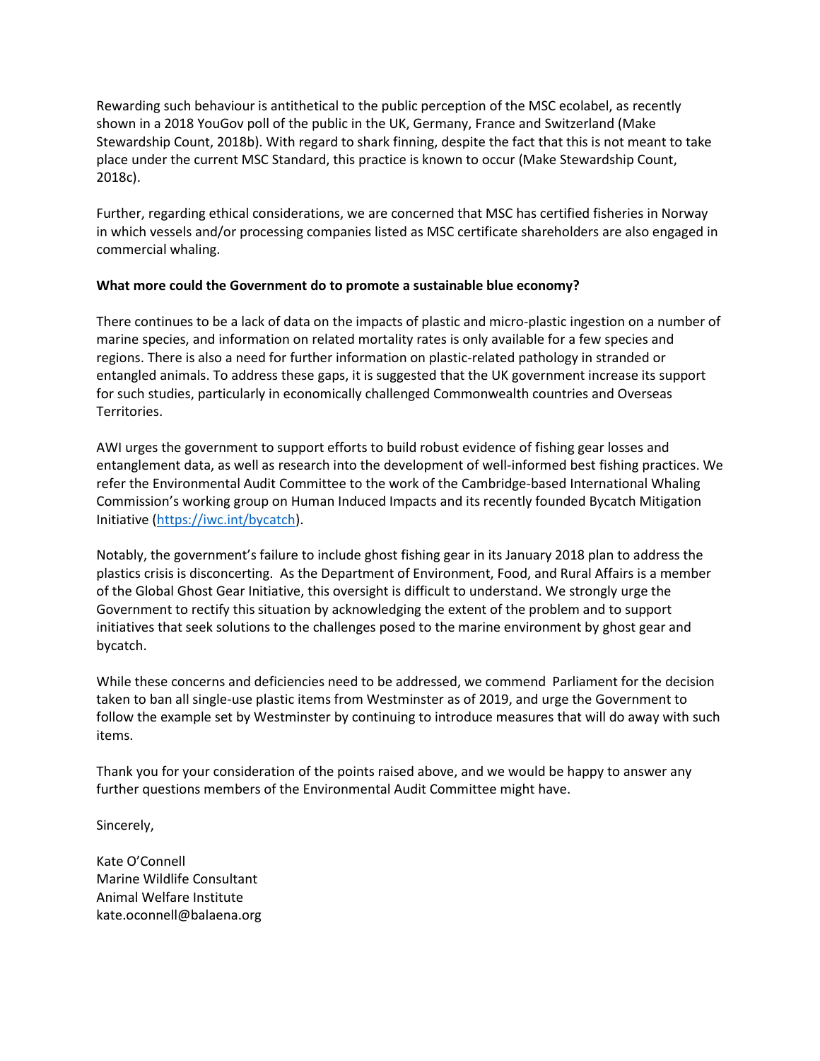Rewarding such behaviour is antithetical to the public perception of the MSC ecolabel, as recently shown in a 2018 YouGov poll of the public in the UK, Germany, France and Switzerland (Make Stewardship Count, 2018b). With regard to shark finning, despite the fact that this is not meant to take place under the current MSC Standard, this practice is known to occur (Make Stewardship Count, 2018c).

Further, regarding ethical considerations, we are concerned that MSC has certified fisheries in Norway in which vessels and/or processing companies listed as MSC certificate shareholders are also engaged in commercial whaling.

**What more could the Government do to promote a sustainable blue economy?**

There continues to be a lack of data on the impacts of plastic and micro-plastic ingestion on a number of marine species, and information on related mortality rates is only available for a few species and regions. There is also a need for further information on plastic-related pathology in stranded or entangled animals. To address these gaps, it is suggested that the UK government increase its support for such studies, particularly in economically challenged Commonwealth countries and Overseas Territories.

AWI urges the government to support efforts to build robust evidence of fishing gear losses and entanglement data, as well as research into the development of well-informed best fishing practices. We refer the Environmental Audit Committee to the work of the Cambridge-based International Whaling Commission's working group on Human Induced Impacts and its recently founded Bycatch Mitigation Initiative (https://iwc.int/bycatch).

Notably, the government's failure to include ghost fishing gear in its January 2018 plan to address the plastics crisis is disconcerting. As the Department of Environment, Food, and Rural Affairs is a member of the Global Ghost Gear Initiative, this oversight is difficult to understand. We strongly urge the Government to rectify this situation by acknowledging the extent of the problem and to support initiatives that seek solutions to the challenges posed to the marine environment by ghost gear and bycatch.

While these concerns and deficiencies need to be addressed, we commend Parliament for the decision taken to ban all single-use plastic items from Westminster as of 2019, and urge the Government to follow the example set by Westminster by continuing to introduce measures that will do away with such items.

Thank you for your consideration of the points raised above, and we would be happy to answer any further questions members of the Environmental Audit Committee might have.

Sincerely,

Kate O'Connell
Marine Wildlife Consultant
Animal Welfare Institute
kate.oconnell@balaena.org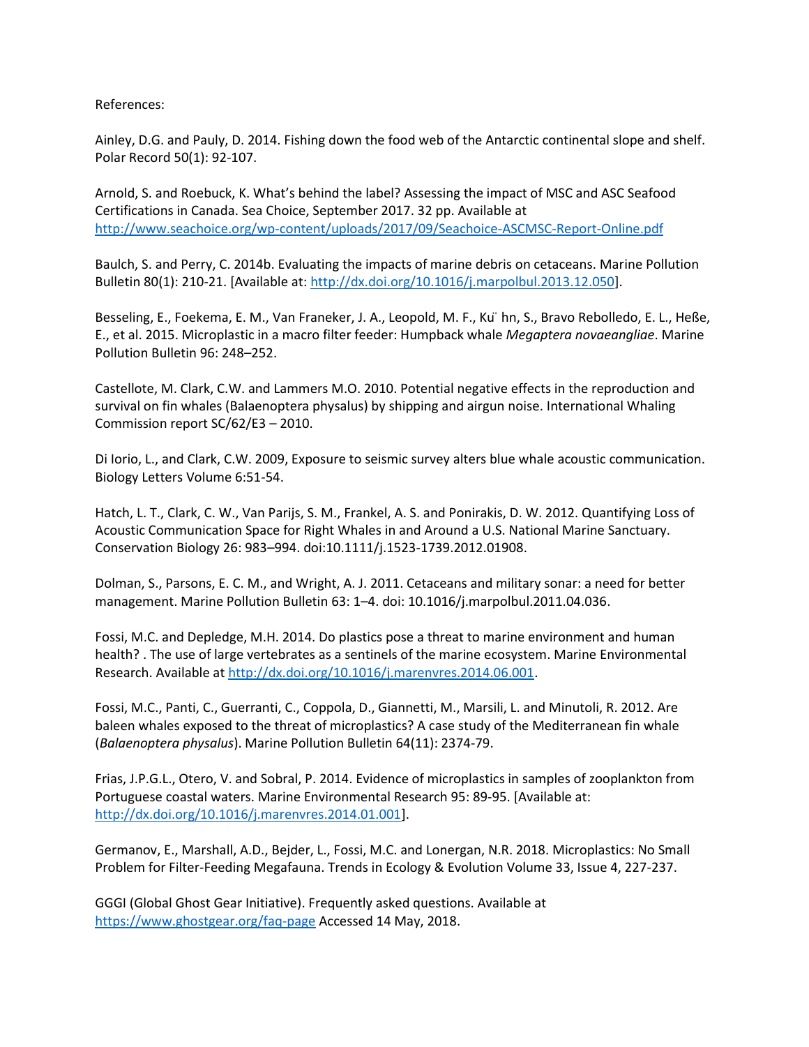References:

Ainley, D.G. and Pauly, D. 2014. Fishing down the food web of the Antarctic continental slope and shelf. Polar Record 50(1): 92-107.

Arnold, S. and Roebuck, K. What's behind the label? Assessing the impact of MSC and ASC Seafood Certifications in Canada. Sea Choice, September 2017. 32 pp. Available at http://www.seachoice.org/wp-content/uploads/2017/09/Seachoice-ASCMSC-Report-Online.pdf

Baulch, S. and Perry, C. 2014b. Evaluating the impacts of marine debris on cetaceans. Marine Pollution Bulletin 80(1): 210-21. [Available at: http://dx.doi.org/10.1016/j.marpolbul.2013.12.050].

Besseling, E., Foekema, E. M., Van Franeker, J. A., Leopold, M. F., Kühn, S., Bravo Rebolledo, E. L., Heße, E., et al. 2015. Microplastic in a macro filter feeder: Humpback whale *Megaptera novaeangliae*. Marine Pollution Bulletin 96: 248–252.

Castellote, M. Clark, C.W. and Lammers M.O. 2010. Potential negative effects in the reproduction and survival on fin whales (Balaenoptera physalus) by shipping and airgun noise. International Whaling Commission report SC/62/E3 – 2010.

Di Iorio, L., and Clark, C.W. 2009, Exposure to seismic survey alters blue whale acoustic communication. Biology Letters Volume 6:51-54.

Hatch, L. T., Clark, C. W., Van Parijs, S. M., Frankel, A. S. and Ponirakis, D. W. 2012. Quantifying Loss of Acoustic Communication Space for Right Whales in and Around a U.S. National Marine Sanctuary. Conservation Biology 26: 983–994. doi:10.1111/j.1523-1739.2012.01908.

Dolman, S., Parsons, E. C. M., and Wright, A. J. 2011. Cetaceans and military sonar: a need for better management. Marine Pollution Bulletin 63: 1–4. doi: 10.1016/j.marpolbul.2011.04.036.

Fossi, M.C. and Depledge, M.H. 2014. Do plastics pose a threat to marine environment and human health? . The use of large vertebrates as a sentinels of the marine ecosystem. Marine Environmental Research. Available at http://dx.doi.org/10.1016/j.marenvres.2014.06.001.

Fossi, M.C., Panti, C., Guerranti, C., Coppola, D., Giannetti, M., Marsili, L. and Minutoli, R. 2012. Are baleen whales exposed to the threat of microplastics? A case study of the Mediterranean fin whale (*Balaenoptera physalus*). Marine Pollution Bulletin 64(11): 2374-79.

Frias, J.P.G.L., Otero, V. and Sobral, P. 2014. Evidence of microplastics in samples of zooplankton from Portuguese coastal waters. Marine Environmental Research 95: 89-95. [Available at: http://dx.doi.org/10.1016/j.marenvres.2014.01.001].

Germanov, E., Marshall, A.D., Bejder, L., Fossi, M.C. and Lonergan, N.R. 2018. Microplastics: No Small Problem for Filter-Feeding Megafauna. Trends in Ecology & Evolution Volume 33, Issue 4, 227-237.

GGGI (Global Ghost Gear Initiative). Frequently asked questions. Available at https://www.ghostgear.org/faq-page Accessed 14 May, 2018.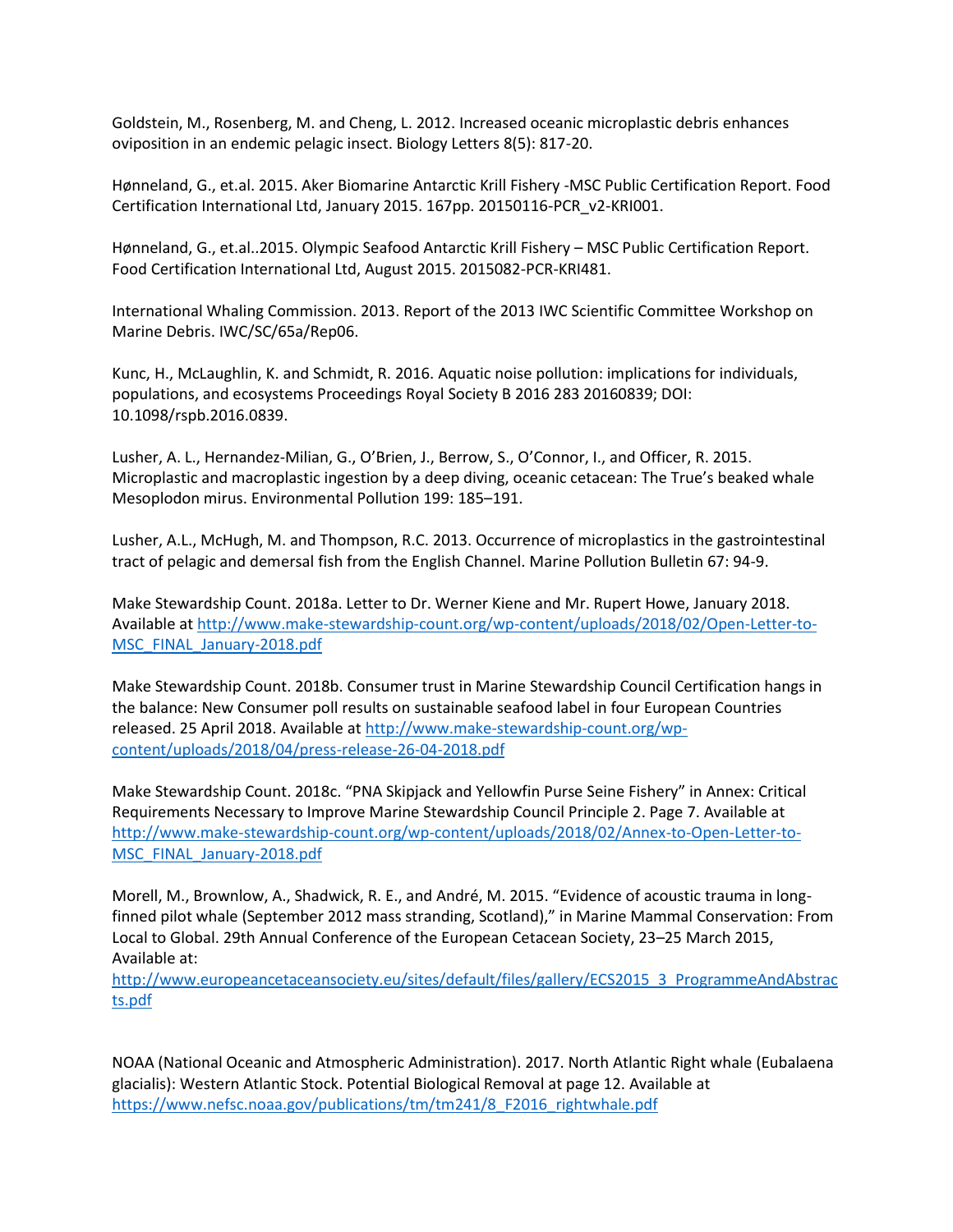Goldstein, M., Rosenberg, M. and Cheng, L. 2012. Increased oceanic microplastic debris enhances oviposition in an endemic pelagic insect. Biology Letters 8(5): 817-20.

Hønneland, G., et.al. 2015. Aker Biomarine Antarctic Krill Fishery -MSC Public Certification Report. Food Certification International Ltd, January 2015. 167pp. 20150116-PCR_v2-KRI001.

Hønneland, G., et.al..2015. Olympic Seafood Antarctic Krill Fishery – MSC Public Certification Report. Food Certification International Ltd, August 2015. 2015082-PCR-KRI481.

International Whaling Commission. 2013. Report of the 2013 IWC Scientific Committee Workshop on Marine Debris. IWC/SC/65a/Rep06.

Kunc, H., McLaughlin, K. and Schmidt, R. 2016. Aquatic noise pollution: implications for individuals, populations, and ecosystems Proceedings Royal Society B 2016 283 20160839; DOI: 10.1098/rspb.2016.0839.

Lusher, A. L., Hernandez-Milian, G., O'Brien, J., Berrow, S., O'Connor, I., and Officer, R. 2015. Microplastic and macroplastic ingestion by a deep diving, oceanic cetacean: The True's beaked whale Mesoplodon mirus. Environmental Pollution 199: 185–191.

Lusher, A.L., McHugh, M. and Thompson, R.C. 2013. Occurrence of microplastics in the gastrointestinal tract of pelagic and demersal fish from the English Channel. Marine Pollution Bulletin 67: 94-9.

Make Stewardship Count. 2018a. Letter to Dr. Werner Kiene and Mr. Rupert Howe, January 2018. Available at http://www.make-stewardship-count.org/wp-content/uploads/2018/02/Open-Letter-to-MSC_FINAL_January-2018.pdf

Make Stewardship Count. 2018b. Consumer trust in Marine Stewardship Council Certification hangs in the balance: New Consumer poll results on sustainable seafood label in four European Countries released. 25 April 2018. Available at http://www.make-stewardship-count.org/wp-content/uploads/2018/04/press-release-26-04-2018.pdf

Make Stewardship Count. 2018c. "PNA Skipjack and Yellowfin Purse Seine Fishery" in Annex: Critical Requirements Necessary to Improve Marine Stewardship Council Principle 2. Page 7. Available at http://www.make-stewardship-count.org/wp-content/uploads/2018/02/Annex-to-Open-Letter-to-MSC_FINAL_January-2018.pdf

Morell, M., Brownlow, A., Shadwick, R. E., and André, M. 2015. "Evidence of acoustic trauma in long-finned pilot whale (September 2012 mass stranding, Scotland)," in Marine Mammal Conservation: From Local to Global. 29th Annual Conference of the European Cetacean Society, 23–25 March 2015, Available at: http://www.europeancetaceansociety.eu/sites/default/files/gallery/ECS2015_3_ProgrammeAndAbstracts.pdf

NOAA (National Oceanic and Atmospheric Administration). 2017. North Atlantic Right whale (Eubalaena glacialis): Western Atlantic Stock. Potential Biological Removal at page 12. Available at https://www.nefsc.noaa.gov/publications/tm/tm241/8_F2016_rightwhale.pdf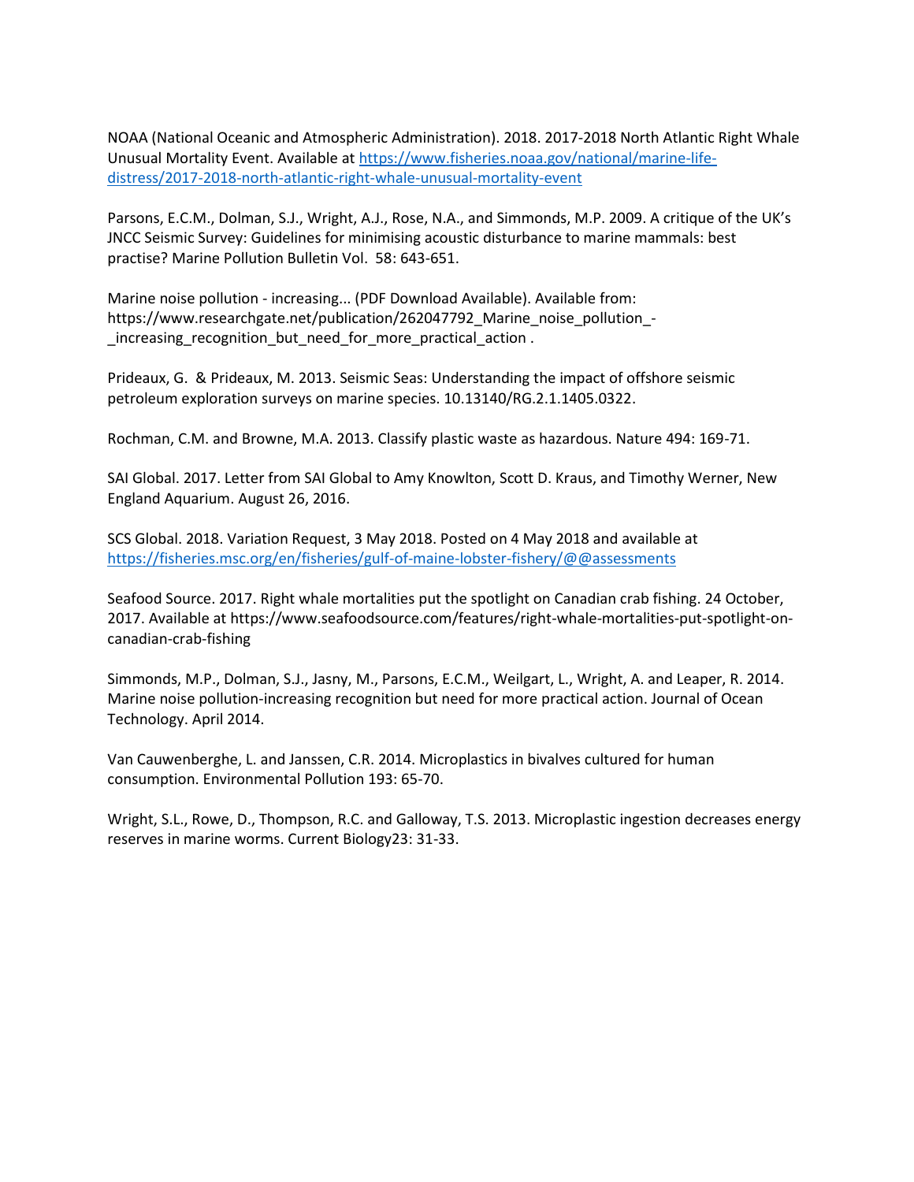NOAA (National Oceanic and Atmospheric Administration). 2018. 2017-2018 North Atlantic Right Whale Unusual Mortality Event. Available at https://www.fisheries.noaa.gov/national/marine-life-distress/2017-2018-north-atlantic-right-whale-unusual-mortality-event

Parsons, E.C.M., Dolman, S.J., Wright, A.J., Rose, N.A., and Simmonds, M.P. 2009. A critique of the UK's JNCC Seismic Survey: Guidelines for minimising acoustic disturbance to marine mammals: best practise? Marine Pollution Bulletin Vol. 58: 643-651.

Marine noise pollution - increasing... (PDF Download Available). Available from: https://www.researchgate.net/publication/262047792_Marine_noise_pollution_-_increasing_recognition_but_need_for_more_practical_action .

Prideaux, G. & Prideaux, M. 2013. Seismic Seas: Understanding the impact of offshore seismic petroleum exploration surveys on marine species. 10.13140/RG.2.1.1405.0322.

Rochman, C.M. and Browne, M.A. 2013. Classify plastic waste as hazardous. Nature 494: 169-71.

SAI Global. 2017. Letter from SAI Global to Amy Knowlton, Scott D. Kraus, and Timothy Werner, New England Aquarium. August 26, 2016.

SCS Global. 2018. Variation Request, 3 May 2018. Posted on 4 May 2018 and available at https://fisheries.msc.org/en/fisheries/gulf-of-maine-lobster-fishery/@@assessments

Seafood Source. 2017. Right whale mortalities put the spotlight on Canadian crab fishing. 24 October, 2017. Available at https://www.seafoodsource.com/features/right-whale-mortalities-put-spotlight-on-canadian-crab-fishing

Simmonds, M.P., Dolman, S.J., Jasny, M., Parsons, E.C.M., Weilgart, L., Wright, A. and Leaper, R. 2014. Marine noise pollution-increasing recognition but need for more practical action. Journal of Ocean Technology. April 2014.

Van Cauwenberghe, L. and Janssen, C.R. 2014. Microplastics in bivalves cultured for human consumption. Environmental Pollution 193: 65-70.

Wright, S.L., Rowe, D., Thompson, R.C. and Galloway, T.S. 2013. Microplastic ingestion decreases energy reserves in marine worms. Current Biology23: 31-33.